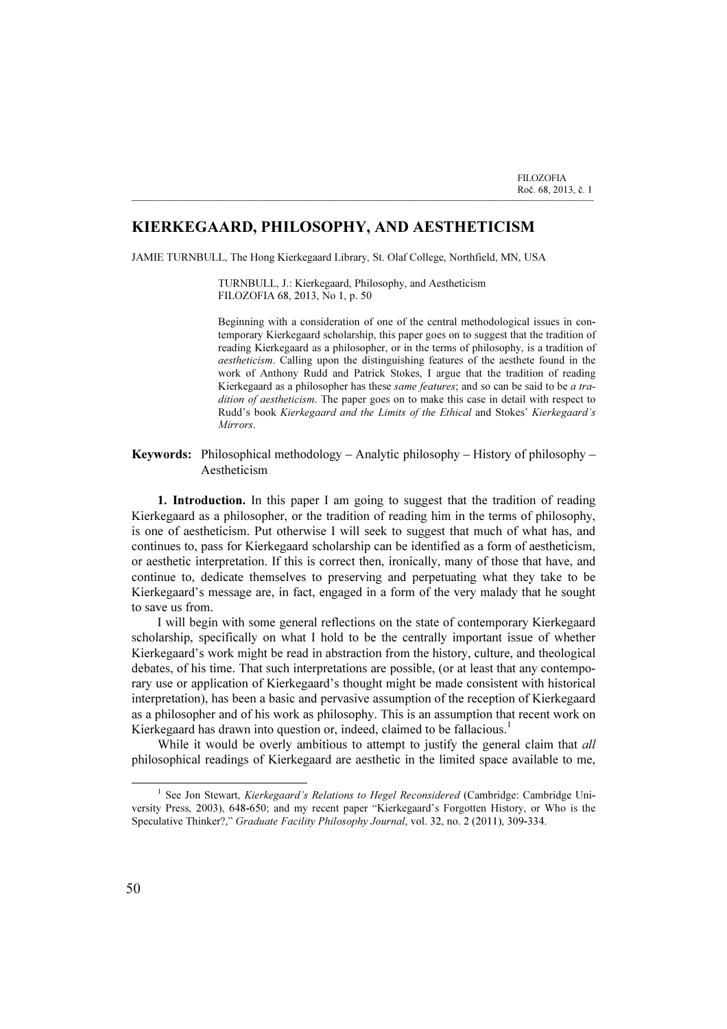# KIERKEGAARD, PHILOSOPHY, AND AESTHETICISM

JAMIE TURNBULL, The Hong Kierkegaard Library, St. Olaf College, Northfield, MN, USA

TURNBULL, J.: Kierkegaard, Philosophy, and Aestheticism
FILOZOFIA 68, 2013, No 1, p. 50

Beginning with a consideration of one of the central methodological issues in contemporary Kierkegaard scholarship, this paper goes on to suggest that the tradition of reading Kierkegaard as a philosopher, or in the terms of philosophy, is a tradition of *aestheticism*. Calling upon the distinguishing features of the aesthete found in the work of Anthony Rudd and Patrick Stokes, I argue that the tradition of reading Kierkegaard as a philosopher has these *same features*; and so can be said to be *a tradition of aestheticism*. The paper goes on to make this case in detail with respect to Rudd's book *Kierkegaard and the Limits of the Ethical* and Stokes' *Kierkegaard's Mirrors*.

**Keywords:** Philosophical methodology – Analytic philosophy – History of philosophy – Aestheticism

**1. Introduction.** In this paper I am going to suggest that the tradition of reading Kierkegaard as a philosopher, or the tradition of reading him in the terms of philosophy, is one of aestheticism. Put otherwise I will seek to suggest that much of what has, and continues to, pass for Kierkegaard scholarship can be identified as a form of aestheticism, or aesthetic interpretation. If this is correct then, ironically, many of those that have, and continue to, dedicate themselves to preserving and perpetuating what they take to be Kierkegaard's message are, in fact, engaged in a form of the very malady that he sought to save us from.

I will begin with some general reflections on the state of contemporary Kierkegaard scholarship, specifically on what I hold to be the centrally important issue of whether Kierkegaard's work might be read in abstraction from the history, culture, and theological debates, of his time. That such interpretations are possible, (or at least that any contemporary use or application of Kierkegaard's thought might be made consistent with historical interpretation), has been a basic and pervasive assumption of the reception of Kierkegaard as a philosopher and of his work as philosophy. This is an assumption that recent work on Kierkegaard has drawn into question or, indeed, claimed to be fallacious.[1]

While it would be overly ambitious to attempt to justify the general claim that *all* philosophical readings of Kierkegaard are aesthetic in the limited space available to me,

---

[1] See Jon Stewart, *Kierkegaard's Relations to Hegel Reconsidered* (Cambridge: Cambridge University Press, 2003), 648-650; and my recent paper "Kierkegaard's Forgotten History, or Who is the Speculative Thinker?," *Graduate Facility Philosophy Journal*, vol. 32, no. 2 (2011), 309-334.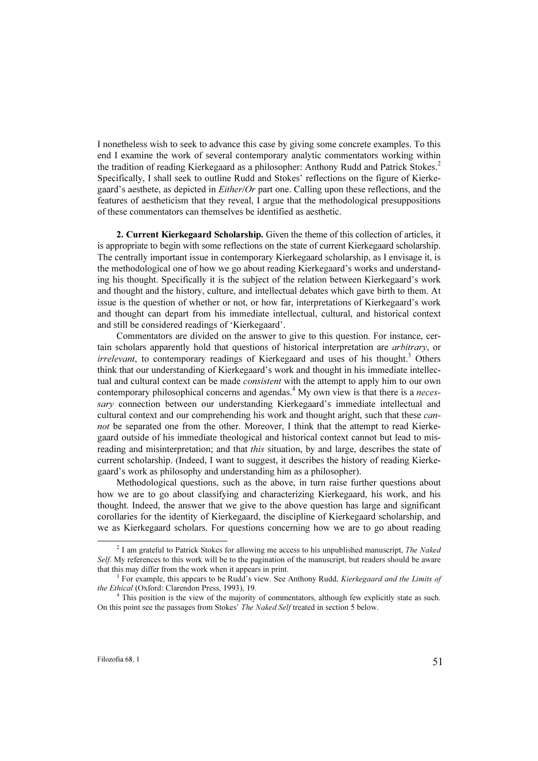I nonetheless wish to seek to advance this case by giving some concrete examples. To this end I examine the work of several contemporary analytic commentators working within the tradition of reading Kierkegaard as a philosopher: Anthony Rudd and Patrick Stokes.[2] Specifically, I shall seek to outline Rudd and Stokes' reflections on the figure of Kierkegaard's aesthete, as depicted in *Either/Or* part one. Calling upon these reflections, and the features of aestheticism that they reveal, I argue that the methodological presuppositions of these commentators can themselves be identified as aesthetic.

**2. Current Kierkegaard Scholarship.** Given the theme of this collection of articles, it is appropriate to begin with some reflections on the state of current Kierkegaard scholarship. The centrally important issue in contemporary Kierkegaard scholarship, as I envisage it, is the methodological one of how we go about reading Kierkegaard's works and understanding his thought. Specifically it is the subject of the relation between Kierkegaard's work and thought and the history, culture, and intellectual debates which gave birth to them. At issue is the question of whether or not, or how far, interpretations of Kierkegaard's work and thought can depart from his immediate intellectual, cultural, and historical context and still be considered readings of 'Kierkegaard'.

Commentators are divided on the answer to give to this question. For instance, certain scholars apparently hold that questions of historical interpretation are *arbitrary*, or *irrelevant*, to contemporary readings of Kierkegaard and uses of his thought.[3] Others think that our understanding of Kierkegaard's work and thought in his immediate intellectual and cultural context can be made *consistent* with the attempt to apply him to our own contemporary philosophical concerns and agendas.[4] My own view is that there is a *necessary* connection between our understanding Kierkegaard's immediate intellectual and cultural context and our comprehending his work and thought aright, such that these *cannot* be separated one from the other. Moreover, I think that the attempt to read Kierkegaard outside of his immediate theological and historical context cannot but lead to misreading and misinterpretation; and that *this* situation, by and large, describes the state of current scholarship. (Indeed, I want to suggest, it describes the history of reading Kierkegaard's work as philosophy and understanding him as a philosopher).

Methodological questions, such as the above, in turn raise further questions about how we are to go about classifying and characterizing Kierkegaard, his work, and his thought. Indeed, the answer that we give to the above question has large and significant corollaries for the identity of Kierkegaard, the discipline of Kierkegaard scholarship, and we as Kierkegaard scholars. For questions concerning how we are to go about reading

---

[2] I am grateful to Patrick Stokes for allowing me access to his unpublished manuscript, *The Naked Self*. My references to this work will be to the pagination of the manuscript, but readers should be aware that this may differ from the work when it appears in print.

[3] For example, this appears to be Rudd's view. See Anthony Rudd, *Kierkegaard and the Limits of the Ethical* (Oxford: Clarendon Press, 1993), 19.

[4] This position is the view of the majority of commentators, although few explicitly state as such. On this point see the passages from Stokes' *The Naked Self* treated in section 5 below.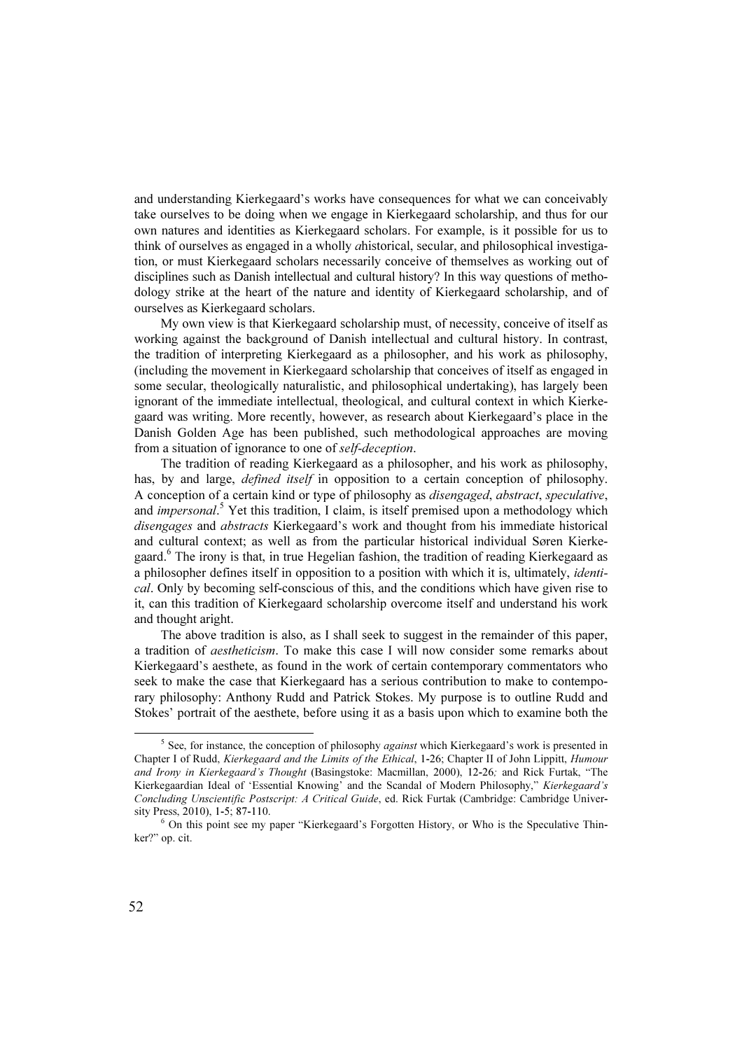and understanding Kierkegaard's works have consequences for what we can conceivably take ourselves to be doing when we engage in Kierkegaard scholarship, and thus for our own natures and identities as Kierkegaard scholars. For example, is it possible for us to think of ourselves as engaged in a wholly *a*historical, secular, and philosophical investigation, or must Kierkegaard scholars necessarily conceive of themselves as working out of disciplines such as Danish intellectual and cultural history? In this way questions of methodology strike at the heart of the nature and identity of Kierkegaard scholarship, and of ourselves as Kierkegaard scholars.

My own view is that Kierkegaard scholarship must, of necessity, conceive of itself as working against the background of Danish intellectual and cultural history. In contrast, the tradition of interpreting Kierkegaard as a philosopher, and his work as philosophy, (including the movement in Kierkegaard scholarship that conceives of itself as engaged in some secular, theologically naturalistic, and philosophical undertaking), has largely been ignorant of the immediate intellectual, theological, and cultural context in which Kierkegaard was writing. More recently, however, as research about Kierkegaard's place in the Danish Golden Age has been published, such methodological approaches are moving from a situation of ignorance to one of *self-deception*.

The tradition of reading Kierkegaard as a philosopher, and his work as philosophy, has, by and large, *defined itself* in opposition to a certain conception of philosophy. A conception of a certain kind or type of philosophy as *disengaged*, *abstract*, *speculative*, and *impersonal*.[5] Yet this tradition, I claim, is itself premised upon a methodology which *disengages* and *abstracts* Kierkegaard's work and thought from his immediate historical and cultural context; as well as from the particular historical individual Søren Kierkegaard.[6] The irony is that, in true Hegelian fashion, the tradition of reading Kierkegaard as a philosopher defines itself in opposition to a position with which it is, ultimately, *identical*. Only by becoming self-conscious of this, and the conditions which have given rise to it, can this tradition of Kierkegaard scholarship overcome itself and understand his work and thought aright.

The above tradition is also, as I shall seek to suggest in the remainder of this paper, a tradition of *aestheticism*. To make this case I will now consider some remarks about Kierkegaard's aesthete, as found in the work of certain contemporary commentators who seek to make the case that Kierkegaard has a serious contribution to make to contemporary philosophy: Anthony Rudd and Patrick Stokes. My purpose is to outline Rudd and Stokes' portrait of the aesthete, before using it as a basis upon which to examine both the

---

[5] See, for instance, the conception of philosophy *against* which Kierkegaard's work is presented in Chapter I of Rudd, *Kierkegaard and the Limits of the Ethical*, 1-26; Chapter II of John Lippitt, *Humour and Irony in Kierkegaard's Thought* (Basingstoke: Macmillan, 2000), 12-26*;* and Rick Furtak, "The Kierkegaardian Ideal of 'Essential Knowing' and the Scandal of Modern Philosophy," *Kierkegaard's Concluding Unscientific Postscript: A Critical Guide*, ed. Rick Furtak (Cambridge: Cambridge University Press, 2010), 1-5; 87-110.

[6] On this point see my paper "Kierkegaard's Forgotten History, or Who is the Speculative Thinker?" op. cit.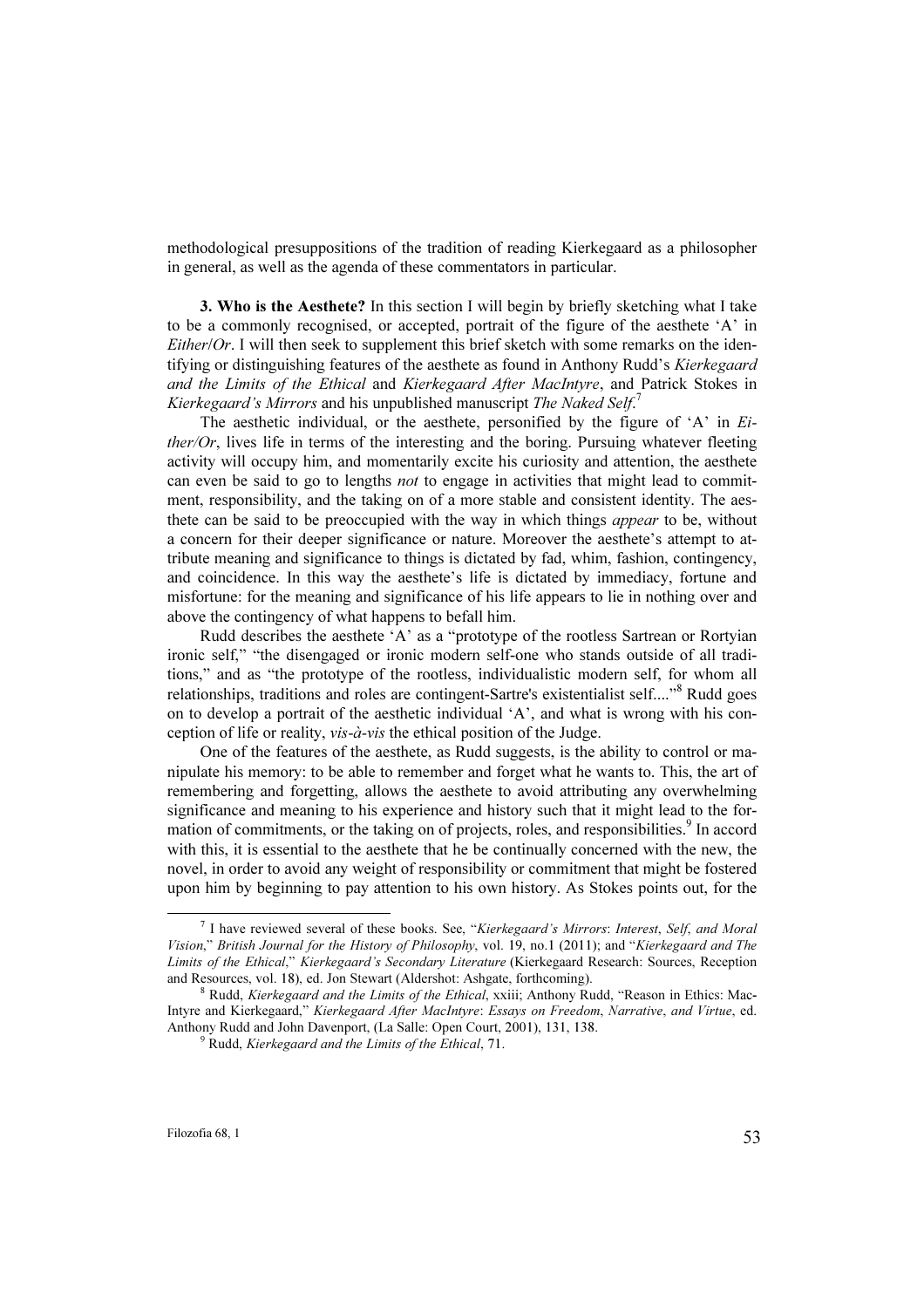methodological presuppositions of the tradition of reading Kierkegaard as a philosopher in general, as well as the agenda of these commentators in particular.

**3. Who is the Aesthete?** In this section I will begin by briefly sketching what I take to be a commonly recognised, or accepted, portrait of the figure of the aesthete 'A' in *Either/Or*. I will then seek to supplement this brief sketch with some remarks on the identifying or distinguishing features of the aesthete as found in Anthony Rudd's *Kierkegaard and the Limits of the Ethical* and *Kierkegaard After MacIntyre*, and Patrick Stokes in *Kierkegaard's Mirrors* and his unpublished manuscript *The Naked Self*.[7]

The aesthetic individual, or the aesthete, personified by the figure of 'A' in *Either/Or*, lives life in terms of the interesting and the boring. Pursuing whatever fleeting activity will occupy him, and momentarily excite his curiosity and attention, the aesthete can even be said to go to lengths *not* to engage in activities that might lead to commitment, responsibility, and the taking on of a more stable and consistent identity. The aesthete can be said to be preoccupied with the way in which things *appear* to be, without a concern for their deeper significance or nature. Moreover the aesthete's attempt to attribute meaning and significance to things is dictated by fad, whim, fashion, contingency, and coincidence. In this way the aesthete's life is dictated by immediacy, fortune and misfortune: for the meaning and significance of his life appears to lie in nothing over and above the contingency of what happens to befall him.

Rudd describes the aesthete 'A' as a "prototype of the rootless Sartrean or Rortyian ironic self," "the disengaged or ironic modern self-one who stands outside of all traditions," and as "the prototype of the rootless, individualistic modern self, for whom all relationships, traditions and roles are contingent-Sartre's existentialist self...."[8] Rudd goes on to develop a portrait of the aesthetic individual 'A', and what is wrong with his conception of life or reality, *vis-à-vis* the ethical position of the Judge.

One of the features of the aesthete, as Rudd suggests, is the ability to control or manipulate his memory: to be able to remember and forget what he wants to. This, the art of remembering and forgetting, allows the aesthete to avoid attributing any overwhelming significance and meaning to his experience and history such that it might lead to the formation of commitments, or the taking on of projects, roles, and responsibilities.[9] In accord with this, it is essential to the aesthete that he be continually concerned with the new, the novel, in order to avoid any weight of responsibility or commitment that might be fostered upon him by beginning to pay attention to his own history. As Stokes points out, for the

---

[7] I have reviewed several of these books. See, "*Kierkegaard's Mirrors*: *Interest*, *Self*, *and Moral Vision*," *British Journal for the History of Philosophy*, vol. 19, no.1 (2011); and "*Kierkegaard and The Limits of the Ethical*," *Kierkegaard's Secondary Literature* (Kierkegaard Research: Sources, Reception and Resources, vol. 18), ed. Jon Stewart (Aldershot: Ashgate, forthcoming).

[8] Rudd, *Kierkegaard and the Limits of the Ethical*, xxiii; Anthony Rudd, "Reason in Ethics: MacIntyre and Kierkegaard," *Kierkegaard After MacIntyre*: *Essays on Freedom*, *Narrative*, *and Virtue*, ed. Anthony Rudd and John Davenport, (La Salle: Open Court, 2001), 131, 138.

[9] Rudd, *Kierkegaard and the Limits of the Ethical*, 71.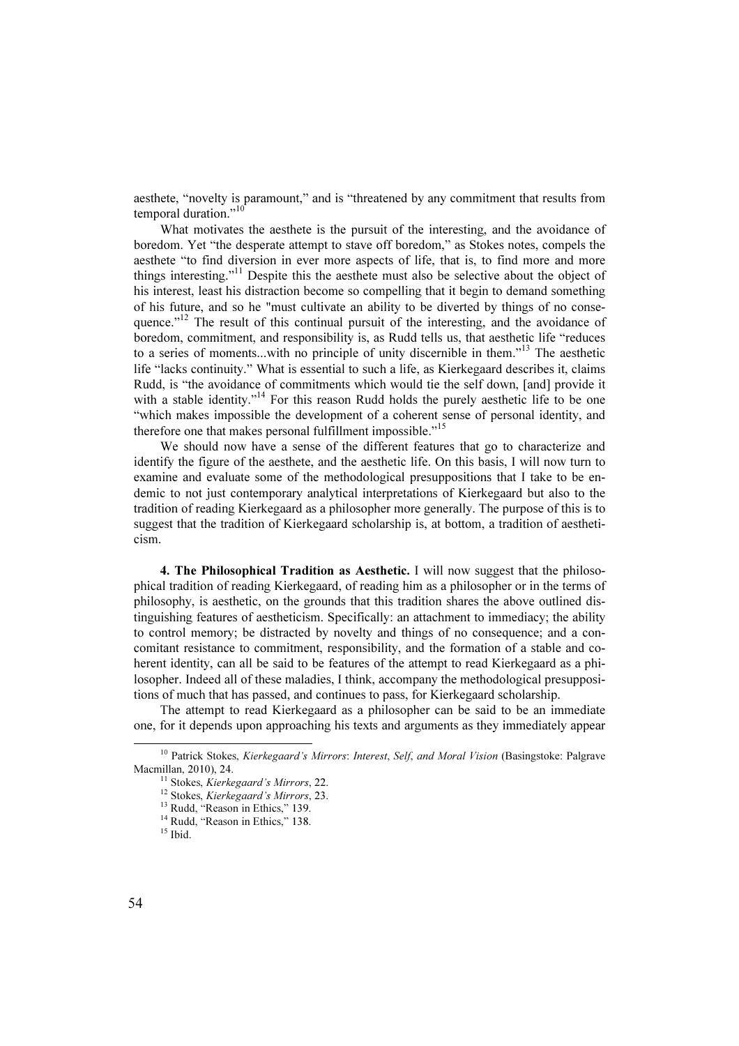aesthete, "novelty is paramount," and is "threatened by any commitment that results from temporal duration."[10]

What motivates the aesthete is the pursuit of the interesting, and the avoidance of boredom. Yet "the desperate attempt to stave off boredom," as Stokes notes, compels the aesthete "to find diversion in ever more aspects of life, that is, to find more and more things interesting."[11] Despite this the aesthete must also be selective about the object of his interest, least his distraction become so compelling that it begin to demand something of his future, and so he "must cultivate an ability to be diverted by things of no consequence."[12] The result of this continual pursuit of the interesting, and the avoidance of boredom, commitment, and responsibility is, as Rudd tells us, that aesthetic life "reduces to a series of moments...with no principle of unity discernible in them."[13] The aesthetic life "lacks continuity." What is essential to such a life, as Kierkegaard describes it, claims Rudd, is "the avoidance of commitments which would tie the self down, [and] provide it with a stable identity."[14] For this reason Rudd holds the purely aesthetic life to be one "which makes impossible the development of a coherent sense of personal identity, and therefore one that makes personal fulfillment impossible."[15]

We should now have a sense of the different features that go to characterize and identify the figure of the aesthete, and the aesthetic life. On this basis, I will now turn to examine and evaluate some of the methodological presuppositions that I take to be endemic to not just contemporary analytical interpretations of Kierkegaard but also to the tradition of reading Kierkegaard as a philosopher more generally. The purpose of this is to suggest that the tradition of Kierkegaard scholarship is, at bottom, a tradition of aestheticism.

**4. The Philosophical Tradition as Aesthetic.** I will now suggest that the philosophical tradition of reading Kierkegaard, of reading him as a philosopher or in the terms of philosophy, is aesthetic, on the grounds that this tradition shares the above outlined distinguishing features of aestheticism. Specifically: an attachment to immediacy; the ability to control memory; be distracted by novelty and things of no consequence; and a concomitant resistance to commitment, responsibility, and the formation of a stable and coherent identity, can all be said to be features of the attempt to read Kierkegaard as a philosopher. Indeed all of these maladies, I think, accompany the methodological presuppositions of much that has passed, and continues to pass, for Kierkegaard scholarship.

The attempt to read Kierkegaard as a philosopher can be said to be an immediate one, for it depends upon approaching his texts and arguments as they immediately appear

---

[10] Patrick Stokes, *Kierkegaard's Mirrors*: *Interest*, *Self*, *and Moral Vision* (Basingstoke: Palgrave Macmillan, 2010), 24.

[11] Stokes, *Kierkegaard's Mirrors*, 22.

[12] Stokes, *Kierkegaard's Mirrors*, 23.

[13] Rudd, "Reason in Ethics," 139.

[14] Rudd, "Reason in Ethics," 138.

[15] Ibid.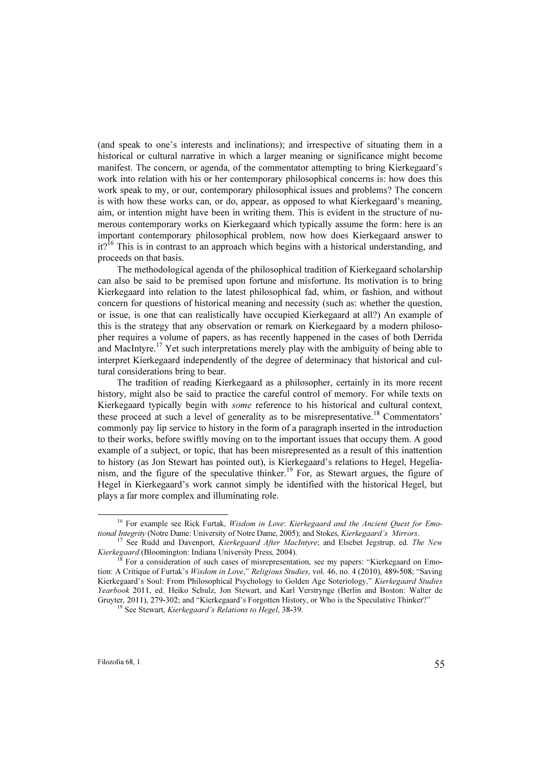(and speak to one's interests and inclinations); and irrespective of situating them in a historical or cultural narrative in which a larger meaning or significance might become manifest. The concern, or agenda, of the commentator attempting to bring Kierkegaard's work into relation with his or her contemporary philosophical concerns is: how does this work speak to my, or our, contemporary philosophical issues and problems? The concern is with how these works can, or do, appear, as opposed to what Kierkegaard's meaning, aim, or intention might have been in writing them. This is evident in the structure of numerous contemporary works on Kierkegaard which typically assume the form: here is an important contemporary philosophical problem, now how does Kierkegaard answer to it?[16] This is in contrast to an approach which begins with a historical understanding, and proceeds on that basis.

The methodological agenda of the philosophical tradition of Kierkegaard scholarship can also be said to be premised upon fortune and misfortune. Its motivation is to bring Kierkegaard into relation to the latest philosophical fad, whim, or fashion, and without concern for questions of historical meaning and necessity (such as: whether the question, or issue, is one that can realistically have occupied Kierkegaard at all?) An example of this is the strategy that any observation or remark on Kierkegaard by a modern philosopher requires a volume of papers, as has recently happened in the cases of both Derrida and MacIntyre.[17] Yet such interpretations merely play with the ambiguity of being able to interpret Kierkegaard independently of the degree of determinacy that historical and cultural considerations bring to bear.

The tradition of reading Kierkegaard as a philosopher, certainly in its more recent history, might also be said to practice the careful control of memory. For while texts on Kierkegaard typically begin with *some* reference to his historical and cultural context, these proceed at such a level of generality as to be misrepresentative.[18] Commentators' commonly pay lip service to history in the form of a paragraph inserted in the introduction to their works, before swiftly moving on to the important issues that occupy them. A good example of a subject, or topic, that has been misrepresented as a result of this inattention to history (as Jon Stewart has pointed out), is Kierkegaard's relations to Hegel, Hegelianism, and the figure of the speculative thinker.[19] For, as Stewart argues, the figure of Hegel in Kierkegaard's work cannot simply be identified with the historical Hegel, but plays a far more complex and illuminating role.

---

[16] For example see Rick Furtak, *Wisdom in Love*: *Kierkegaard and the Ancient Quest for Emotional Integrity* (Notre Dame: University of Notre Dame, 2005); and Stokes, *Kierkegaard's Mirrors*.

[17] See Rudd and Davenport, *Kierkegaard After MacIntyre*; and Elsebet Jegstrup, ed. *The New Kierkegaard* (Bloomington: Indiana University Press, 2004).

[18] For a consideration of such cases of misrepresentation, see my papers: "Kierkegaard on Emotion: A Critique of Furtak's *Wisdom in Love*," *Religious Studies*, vol. 46, no. 4 (2010), 489-508; "Saving Kierkegaard's Soul: From Philosophical Psychology to Golden Age Soteriology," *Kierkegaard Studies Yearbook* 2011, ed. Heiko Schulz, Jon Stewart, and Karl Verstrynge (Berlin and Boston: Walter de Gruyter, 2011), 279-302; and "Kierkegaard's Forgotten History, or Who is the Speculative Thinker?"

[19] See Stewart, *Kierkegaard's Relations to Hegel*, 38-39.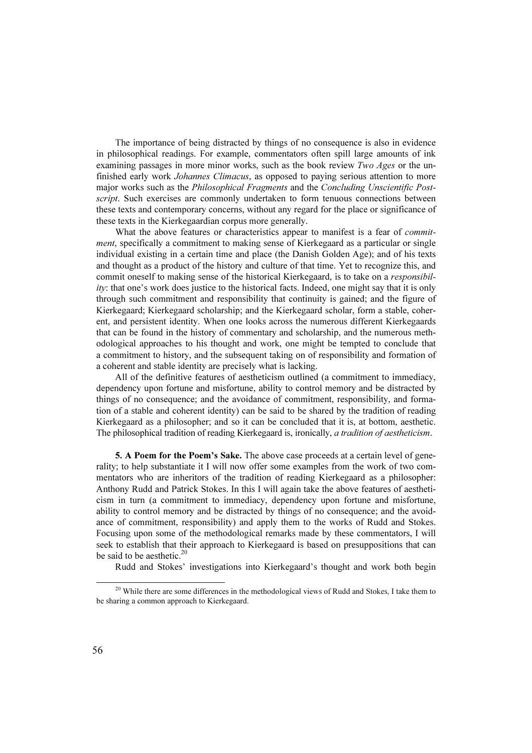The importance of being distracted by things of no consequence is also in evidence in philosophical readings. For example, commentators often spill large amounts of ink examining passages in more minor works, such as the book review *Two Ages* or the unfinished early work *Johannes Climacus*, as opposed to paying serious attention to more major works such as the *Philosophical Fragments* and the *Concluding Unscientific Postscript*. Such exercises are commonly undertaken to form tenuous connections between these texts and contemporary concerns, without any regard for the place or significance of these texts in the Kierkegaardian corpus more generally.

What the above features or characteristics appear to manifest is a fear of *commitment*, specifically a commitment to making sense of Kierkegaard as a particular or single individual existing in a certain time and place (the Danish Golden Age); and of his texts and thought as a product of the history and culture of that time. Yet to recognize this, and commit oneself to making sense of the historical Kierkegaard, is to take on a *responsibility*: that one's work does justice to the historical facts. Indeed, one might say that it is only through such commitment and responsibility that continuity is gained; and the figure of Kierkegaard; Kierkegaard scholarship; and the Kierkegaard scholar, form a stable, coherent, and persistent identity. When one looks across the numerous different Kierkegaards that can be found in the history of commentary and scholarship, and the numerous methodological approaches to his thought and work, one might be tempted to conclude that a commitment to history, and the subsequent taking on of responsibility and formation of a coherent and stable identity are precisely what is lacking.

All of the definitive features of aestheticism outlined (a commitment to immediacy, dependency upon fortune and misfortune, ability to control memory and be distracted by things of no consequence; and the avoidance of commitment, responsibility, and formation of a stable and coherent identity) can be said to be shared by the tradition of reading Kierkegaard as a philosopher; and so it can be concluded that it is, at bottom, aesthetic. The philosophical tradition of reading Kierkegaard is, ironically, *a tradition of aestheticism*.

**5. A Poem for the Poem's Sake.** The above case proceeds at a certain level of generality; to help substantiate it I will now offer some examples from the work of two commentators who are inheritors of the tradition of reading Kierkegaard as a philosopher: Anthony Rudd and Patrick Stokes. In this I will again take the above features of aestheticism in turn (a commitment to immediacy, dependency upon fortune and misfortune, ability to control memory and be distracted by things of no consequence; and the avoidance of commitment, responsibility) and apply them to the works of Rudd and Stokes. Focusing upon some of the methodological remarks made by these commentators, I will seek to establish that their approach to Kierkegaard is based on presuppositions that can be said to be aesthetic.[20]

Rudd and Stokes' investigations into Kierkegaard's thought and work both begin

[20] While there are some differences in the methodological views of Rudd and Stokes, I take them to be sharing a common approach to Kierkegaard.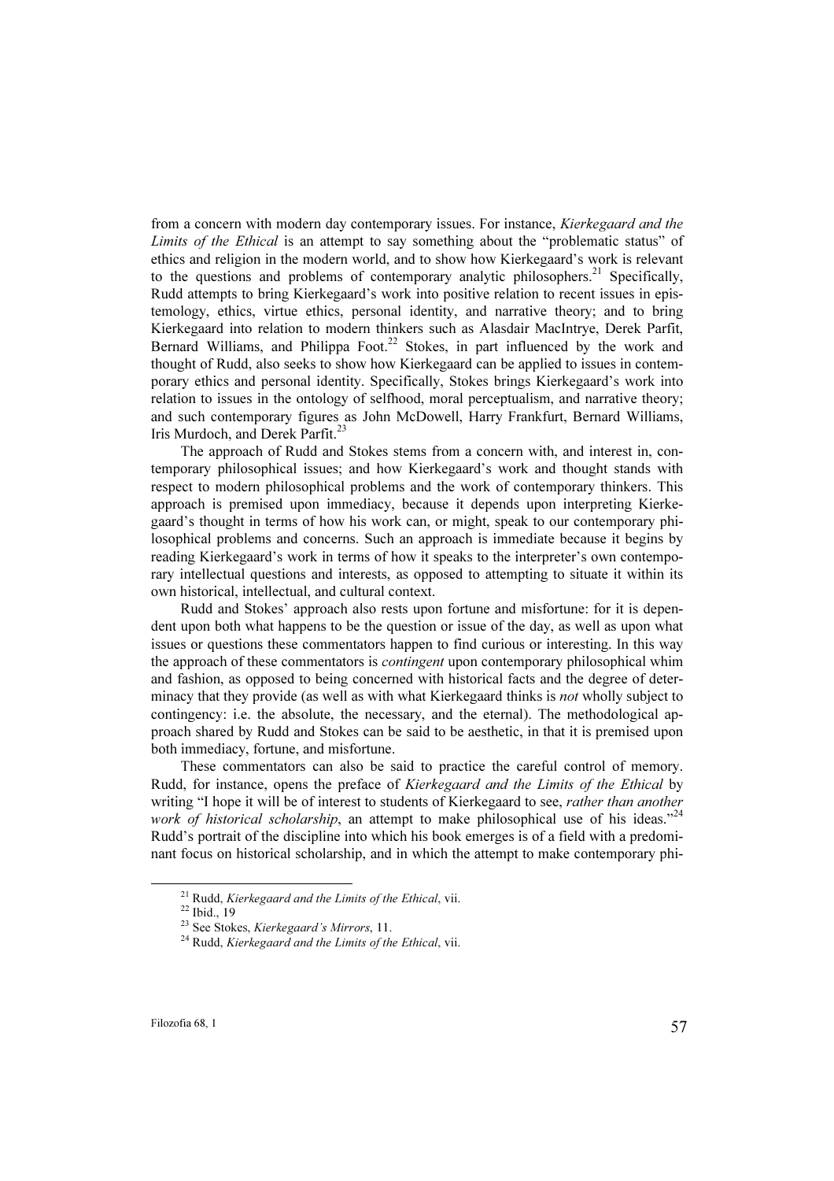from a concern with modern day contemporary issues. For instance, *Kierkegaard and the Limits of the Ethical* is an attempt to say something about the "problematic status" of ethics and religion in the modern world, and to show how Kierkegaard's work is relevant to the questions and problems of contemporary analytic philosophers.[21] Specifically, Rudd attempts to bring Kierkegaard's work into positive relation to recent issues in epistemology, ethics, virtue ethics, personal identity, and narrative theory; and to bring Kierkegaard into relation to modern thinkers such as Alasdair MacIntrye, Derek Parfit, Bernard Williams, and Philippa Foot.[22] Stokes, in part influenced by the work and thought of Rudd, also seeks to show how Kierkegaard can be applied to issues in contemporary ethics and personal identity. Specifically, Stokes brings Kierkegaard's work into relation to issues in the ontology of selfhood, moral perceptualism, and narrative theory; and such contemporary figures as John McDowell, Harry Frankfurt, Bernard Williams, Iris Murdoch, and Derek Parfit.[23]

The approach of Rudd and Stokes stems from a concern with, and interest in, contemporary philosophical issues; and how Kierkegaard's work and thought stands with respect to modern philosophical problems and the work of contemporary thinkers. This approach is premised upon immediacy, because it depends upon interpreting Kierkegaard's thought in terms of how his work can, or might, speak to our contemporary philosophical problems and concerns. Such an approach is immediate because it begins by reading Kierkegaard's work in terms of how it speaks to the interpreter's own contemporary intellectual questions and interests, as opposed to attempting to situate it within its own historical, intellectual, and cultural context.

Rudd and Stokes' approach also rests upon fortune and misfortune: for it is dependent upon both what happens to be the question or issue of the day, as well as upon what issues or questions these commentators happen to find curious or interesting. In this way the approach of these commentators is *contingent* upon contemporary philosophical whim and fashion, as opposed to being concerned with historical facts and the degree of determinacy that they provide (as well as with what Kierkegaard thinks is *not* wholly subject to contingency: i.e. the absolute, the necessary, and the eternal). The methodological approach shared by Rudd and Stokes can be said to be aesthetic, in that it is premised upon both immediacy, fortune, and misfortune.

These commentators can also be said to practice the careful control of memory. Rudd, for instance, opens the preface of *Kierkegaard and the Limits of the Ethical* by writing "I hope it will be of interest to students of Kierkegaard to see, *rather than another work of historical scholarship*, an attempt to make philosophical use of his ideas."[24] Rudd's portrait of the discipline into which his book emerges is of a field with a predominant focus on historical scholarship, and in which the attempt to make contemporary phi-

[21] Rudd, *Kierkegaard and the Limits of the Ethical*, vii.

[22] Ibid., 19

[23] See Stokes, *Kierkegaard's Mirrors*, 11.

[24] Rudd, *Kierkegaard and the Limits of the Ethical*, vii.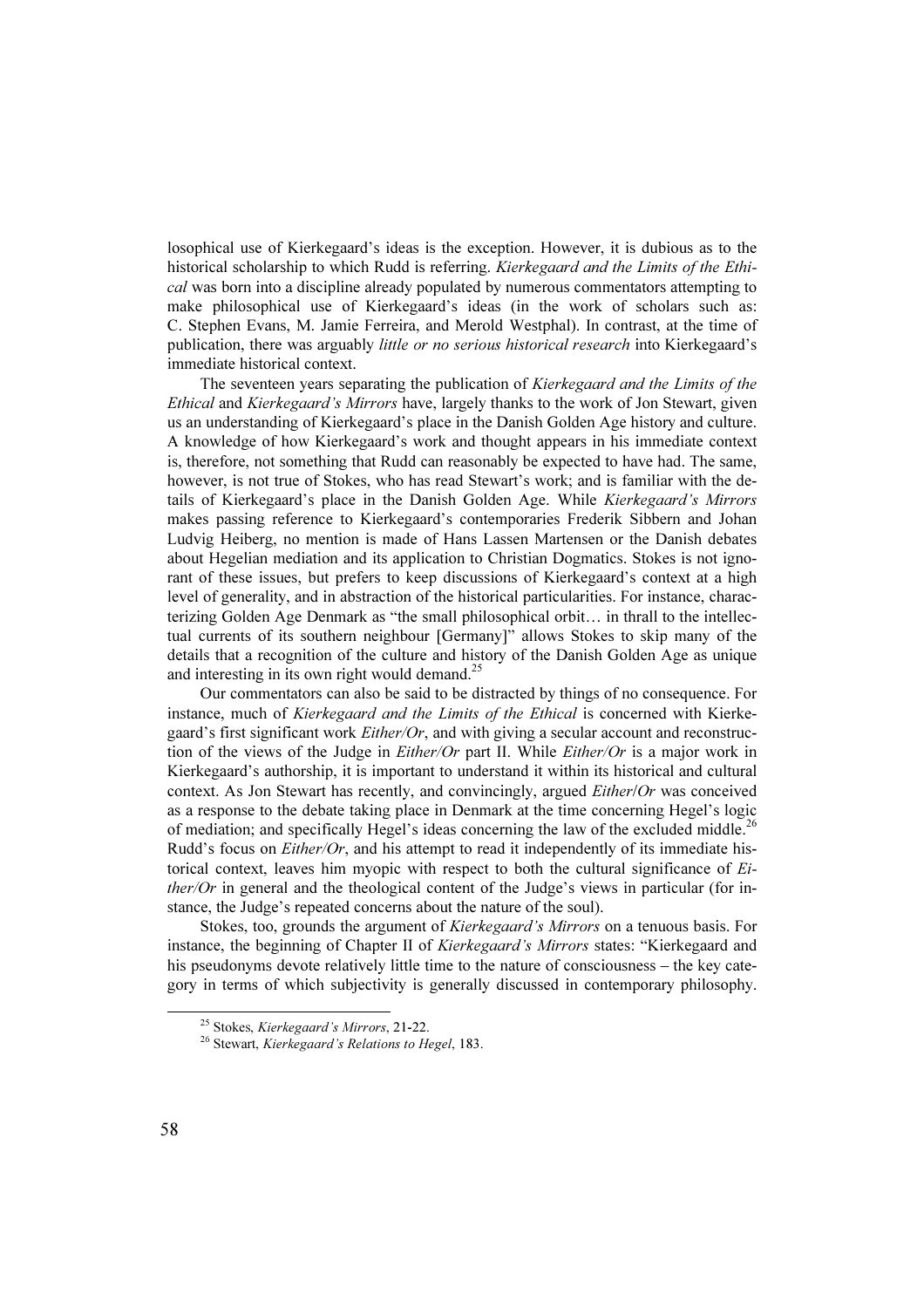losophical use of Kierkegaard's ideas is the exception. However, it is dubious as to the historical scholarship to which Rudd is referring. *Kierkegaard and the Limits of the Ethical* was born into a discipline already populated by numerous commentators attempting to make philosophical use of Kierkegaard's ideas (in the work of scholars such as: C. Stephen Evans, M. Jamie Ferreira, and Merold Westphal). In contrast, at the time of publication, there was arguably *little or no serious historical research* into Kierkegaard's immediate historical context.

The seventeen years separating the publication of *Kierkegaard and the Limits of the Ethical* and *Kierkegaard's Mirrors* have, largely thanks to the work of Jon Stewart, given us an understanding of Kierkegaard's place in the Danish Golden Age history and culture. A knowledge of how Kierkegaard's work and thought appears in his immediate context is, therefore, not something that Rudd can reasonably be expected to have had. The same, however, is not true of Stokes, who has read Stewart's work; and is familiar with the details of Kierkegaard's place in the Danish Golden Age. While *Kierkegaard's Mirrors* makes passing reference to Kierkegaard's contemporaries Frederik Sibbern and Johan Ludvig Heiberg, no mention is made of Hans Lassen Martensen or the Danish debates about Hegelian mediation and its application to Christian Dogmatics. Stokes is not ignorant of these issues, but prefers to keep discussions of Kierkegaard's context at a high level of generality, and in abstraction of the historical particularities. For instance, characterizing Golden Age Denmark as "the small philosophical orbit… in thrall to the intellectual currents of its southern neighbour [Germany]" allows Stokes to skip many of the details that a recognition of the culture and history of the Danish Golden Age as unique and interesting in its own right would demand.[25]

Our commentators can also be said to be distracted by things of no consequence. For instance, much of *Kierkegaard and the Limits of the Ethical* is concerned with Kierkegaard's first significant work *Either/Or*, and with giving a secular account and reconstruction of the views of the Judge in *Either/Or* part II. While *Either/Or* is a major work in Kierkegaard's authorship, it is important to understand it within its historical and cultural context. As Jon Stewart has recently, and convincingly, argued *Either*/*Or* was conceived as a response to the debate taking place in Denmark at the time concerning Hegel's logic of mediation; and specifically Hegel's ideas concerning the law of the excluded middle.[26] Rudd's focus on *Either/Or*, and his attempt to read it independently of its immediate historical context, leaves him myopic with respect to both the cultural significance of *Either/Or* in general and the theological content of the Judge's views in particular (for instance, the Judge's repeated concerns about the nature of the soul).

Stokes, too, grounds the argument of *Kierkegaard's Mirrors* on a tenuous basis. For instance, the beginning of Chapter II of *Kierkegaard's Mirrors* states: "Kierkegaard and his pseudonyms devote relatively little time to the nature of consciousness – the key category in terms of which subjectivity is generally discussed in contemporary philosophy.

---

[25] Stokes, *Kierkegaard's Mirrors*, 21-22.

[26] Stewart, *Kierkegaard's Relations to Hegel*, 183.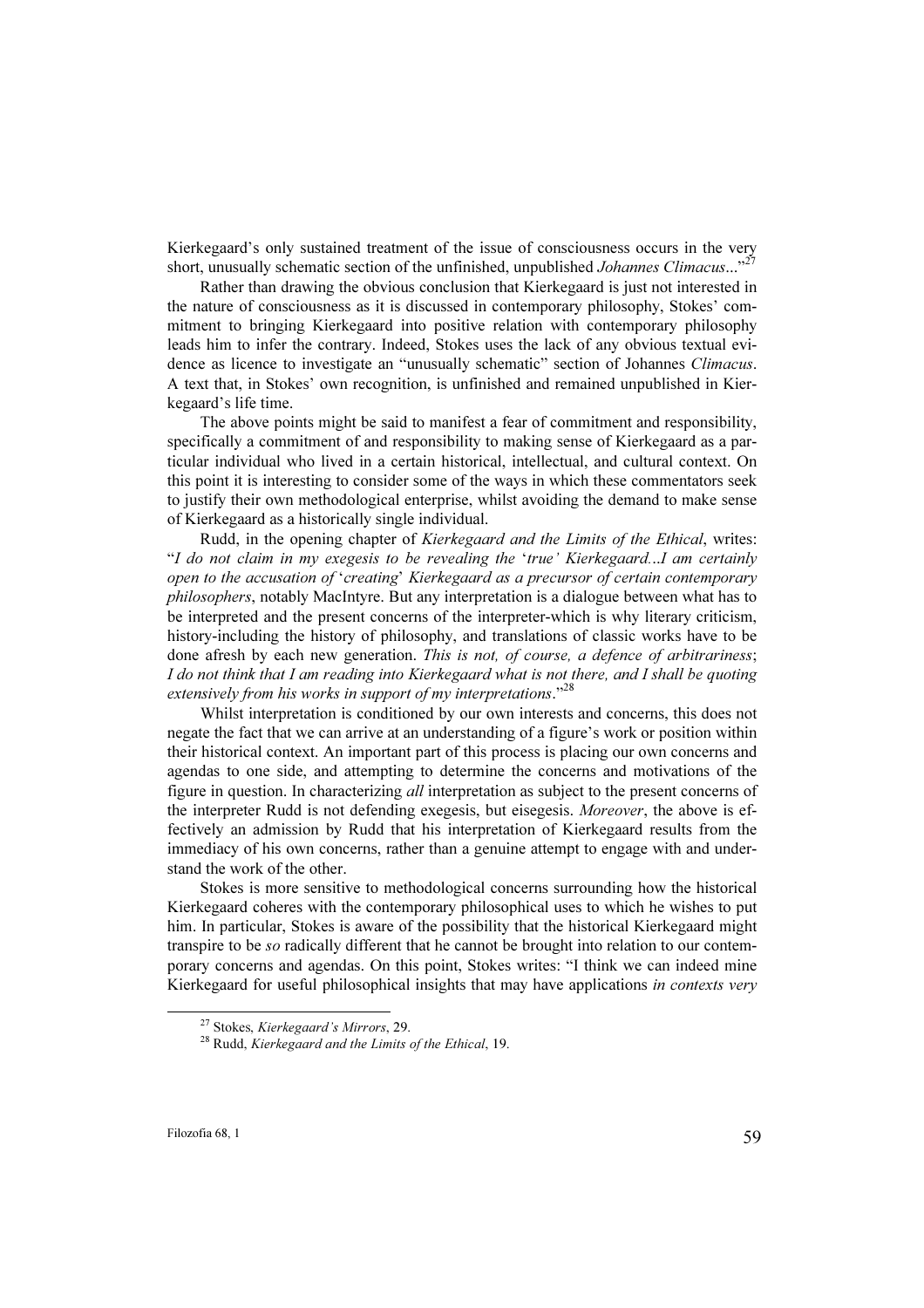Kierkegaard's only sustained treatment of the issue of consciousness occurs in the very short, unusually schematic section of the unfinished, unpublished *Johannes Climacus*..."[27]

Rather than drawing the obvious conclusion that Kierkegaard is just not interested in the nature of consciousness as it is discussed in contemporary philosophy, Stokes' commitment to bringing Kierkegaard into positive relation with contemporary philosophy leads him to infer the contrary. Indeed, Stokes uses the lack of any obvious textual evidence as licence to investigate an "unusually schematic" section of Johannes *Climacus*. A text that, in Stokes' own recognition, is unfinished and remained unpublished in Kierkegaard's life time.

The above points might be said to manifest a fear of commitment and responsibility, specifically a commitment of and responsibility to making sense of Kierkegaard as a particular individual who lived in a certain historical, intellectual, and cultural context. On this point it is interesting to consider some of the ways in which these commentators seek to justify their own methodological enterprise, whilst avoiding the demand to make sense of Kierkegaard as a historically single individual.

Rudd, in the opening chapter of *Kierkegaard and the Limits of the Ethical*, writes: "*I do not claim in my exegesis to be revealing the* '*true*' *Kierkegaard...I am certainly open to the accusation of* '*creating*' *Kierkegaard as a precursor of certain contemporary philosophers*, notably MacIntyre. But any interpretation is a dialogue between what has to be interpreted and the present concerns of the interpreter-which is why literary criticism, history-including the history of philosophy, and translations of classic works have to be done afresh by each new generation. *This is not, of course, a defence of arbitrariness*; *I do not think that I am reading into Kierkegaard what is not there, and I shall be quoting extensively from his works in support of my interpretations*."[28]

Whilst interpretation is conditioned by our own interests and concerns, this does not negate the fact that we can arrive at an understanding of a figure's work or position within their historical context. An important part of this process is placing our own concerns and agendas to one side, and attempting to determine the concerns and motivations of the figure in question. In characterizing *all* interpretation as subject to the present concerns of the interpreter Rudd is not defending exegesis, but eisegesis. *Moreover*, the above is effectively an admission by Rudd that his interpretation of Kierkegaard results from the immediacy of his own concerns, rather than a genuine attempt to engage with and understand the work of the other.

Stokes is more sensitive to methodological concerns surrounding how the historical Kierkegaard coheres with the contemporary philosophical uses to which he wishes to put him. In particular, Stokes is aware of the possibility that the historical Kierkegaard might transpire to be *so* radically different that he cannot be brought into relation to our contemporary concerns and agendas. On this point, Stokes writes: "I think we can indeed mine Kierkegaard for useful philosophical insights that may have applications *in contexts very*

---

[27] Stokes, *Kierkegaard's Mirrors*, 29.

[28] Rudd, *Kierkegaard and the Limits of the Ethical*, 19.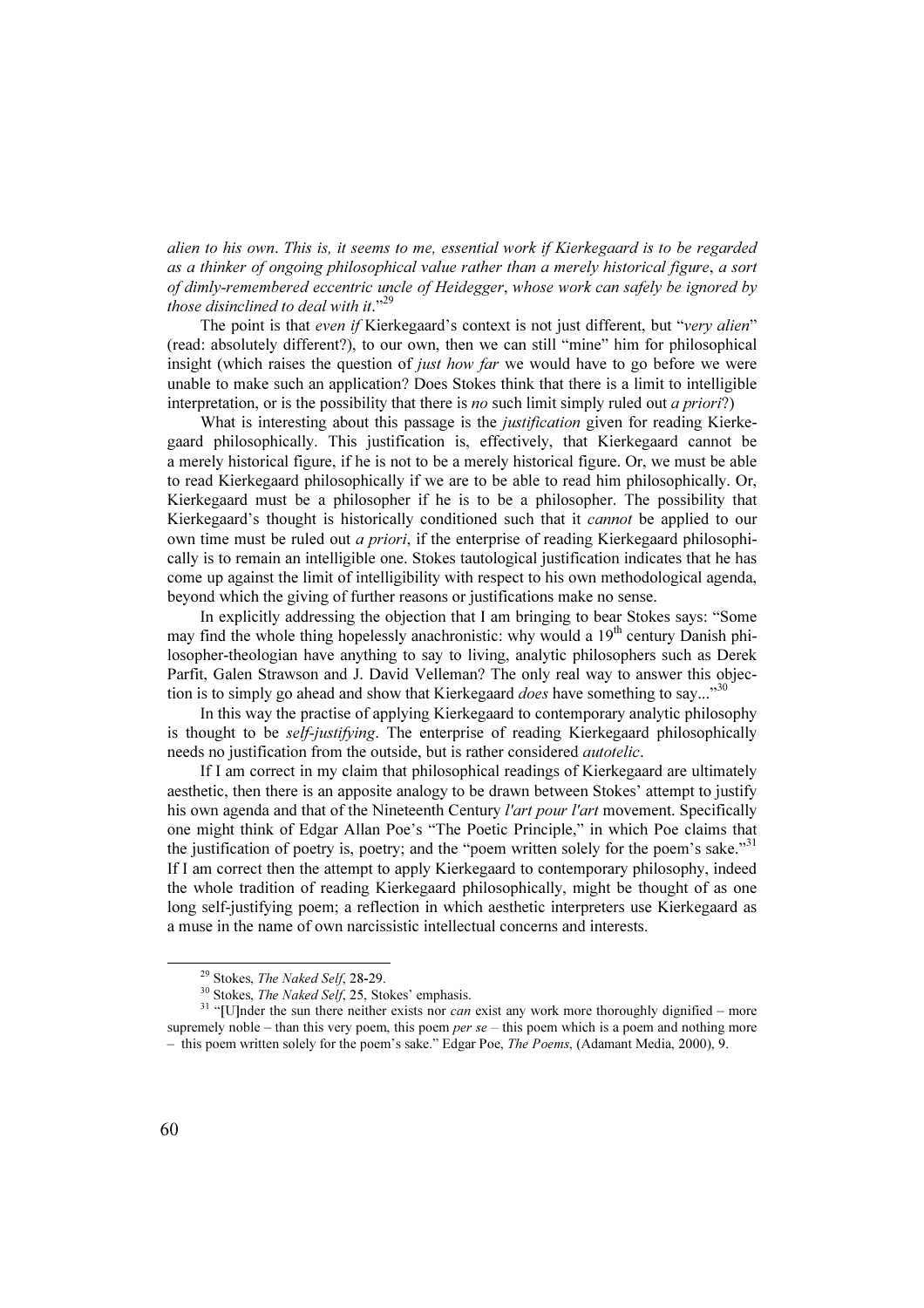*alien to his own. This is, it seems to me, essential work if Kierkegaard is to be regarded as a thinker of ongoing philosophical value rather than a merely historical figure, a sort of dimly-remembered eccentric uncle of Heidegger, whose work can safely be ignored by those disinclined to deal with it*."[29]

The point is that *even if* Kierkegaard's context is not just different, but "*very alien*" (read: absolutely different?), to our own, then we can still "mine" him for philosophical insight (which raises the question of *just how far* we would have to go before we were unable to make such an application? Does Stokes think that there is a limit to intelligible interpretation, or is the possibility that there is *no* such limit simply ruled out *a priori*?)

What is interesting about this passage is the *justification* given for reading Kierkegaard philosophically. This justification is, effectively, that Kierkegaard cannot be a merely historical figure, if he is not to be a merely historical figure. Or, we must be able to read Kierkegaard philosophically if we are to be able to read him philosophically. Or, Kierkegaard must be a philosopher if he is to be a philosopher. The possibility that Kierkegaard's thought is historically conditioned such that it *cannot* be applied to our own time must be ruled out *a priori*, if the enterprise of reading Kierkegaard philosophically is to remain an intelligible one. Stokes tautological justification indicates that he has come up against the limit of intelligibility with respect to his own methodological agenda, beyond which the giving of further reasons or justifications make no sense.

In explicitly addressing the objection that I am bringing to bear Stokes says: "Some may find the whole thing hopelessly anachronistic: why would a 19th century Danish philosopher-theologian have anything to say to living, analytic philosophers such as Derek Parfit, Galen Strawson and J. David Velleman? The only real way to answer this objection is to simply go ahead and show that Kierkegaard *does* have something to say..."[30]

In this way the practise of applying Kierkegaard to contemporary analytic philosophy is thought to be *self-justifying*. The enterprise of reading Kierkegaard philosophically needs no justification from the outside, but is rather considered *autotelic*.

If I am correct in my claim that philosophical readings of Kierkegaard are ultimately aesthetic, then there is an apposite analogy to be drawn between Stokes' attempt to justify his own agenda and that of the Nineteenth Century *l'art pour l'art* movement. Specifically one might think of Edgar Allan Poe's "The Poetic Principle," in which Poe claims that the justification of poetry is, poetry; and the "poem written solely for the poem's sake."[31] If I am correct then the attempt to apply Kierkegaard to contemporary philosophy, indeed the whole tradition of reading Kierkegaard philosophically, might be thought of as one long self-justifying poem; a reflection in which aesthetic interpreters use Kierkegaard as a muse in the name of own narcissistic intellectual concerns and interests.

---

[29] Stokes, *The Naked Self*, 28-29.

[30] Stokes, *The Naked Self*, 25, Stokes' emphasis.

[31] "[U]nder the sun there neither exists nor *can* exist any work more thoroughly dignified – more supremely noble – than this very poem, this poem *per se* – this poem which is a poem and nothing more – this poem written solely for the poem's sake." Edgar Poe, *The Poems*, (Adamant Media, 2000), 9.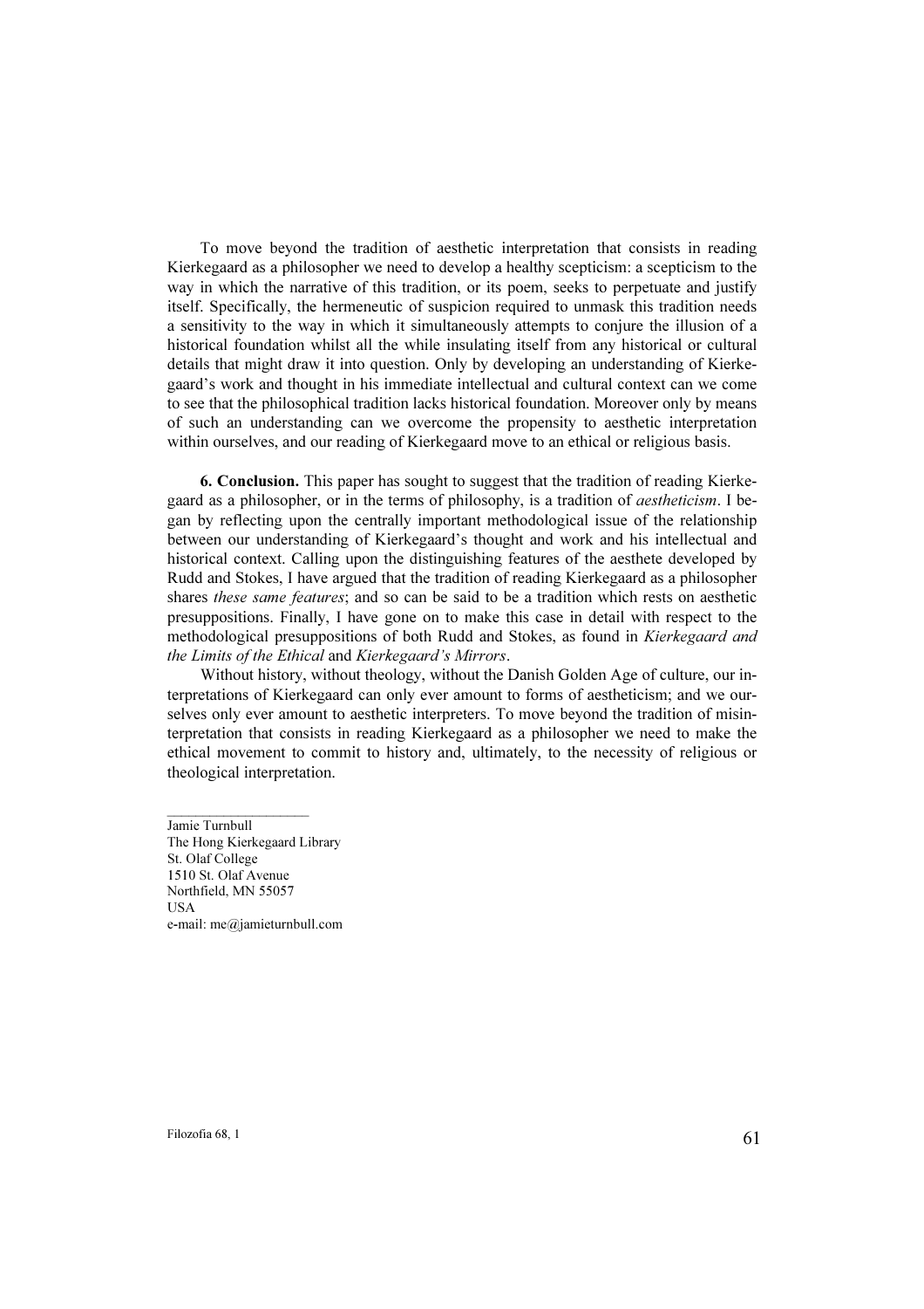To move beyond the tradition of aesthetic interpretation that consists in reading Kierkegaard as a philosopher we need to develop a healthy scepticism: a scepticism to the way in which the narrative of this tradition, or its poem, seeks to perpetuate and justify itself. Specifically, the hermeneutic of suspicion required to unmask this tradition needs a sensitivity to the way in which it simultaneously attempts to conjure the illusion of a historical foundation whilst all the while insulating itself from any historical or cultural details that might draw it into question. Only by developing an understanding of Kierkegaard's work and thought in his immediate intellectual and cultural context can we come to see that the philosophical tradition lacks historical foundation. Moreover only by means of such an understanding can we overcome the propensity to aesthetic interpretation within ourselves, and our reading of Kierkegaard move to an ethical or religious basis.

**6. Conclusion.** This paper has sought to suggest that the tradition of reading Kierkegaard as a philosopher, or in the terms of philosophy, is a tradition of *aestheticism*. I began by reflecting upon the centrally important methodological issue of the relationship between our understanding of Kierkegaard's thought and work and his intellectual and historical context. Calling upon the distinguishing features of the aesthete developed by Rudd and Stokes, I have argued that the tradition of reading Kierkegaard as a philosopher shares *these same features*; and so can be said to be a tradition which rests on aesthetic presuppositions. Finally, I have gone on to make this case in detail with respect to the methodological presuppositions of both Rudd and Stokes, as found in *Kierkegaard and the Limits of the Ethical* and *Kierkegaard's Mirrors*.

Without history, without theology, without the Danish Golden Age of culture, our interpretations of Kierkegaard can only ever amount to forms of aestheticism; and we ourselves only ever amount to aesthetic interpreters. To move beyond the tradition of misinterpretation that consists in reading Kierkegaard as a philosopher we need to make the ethical movement to commit to history and, ultimately, to the necessity of religious or theological interpretation.

---

Jamie Turnbull
The Hong Kierkegaard Library
St. Olaf College
1510 St. Olaf Avenue
Northfield, MN 55057
USA
e-mail: me@jamieturnbull.com